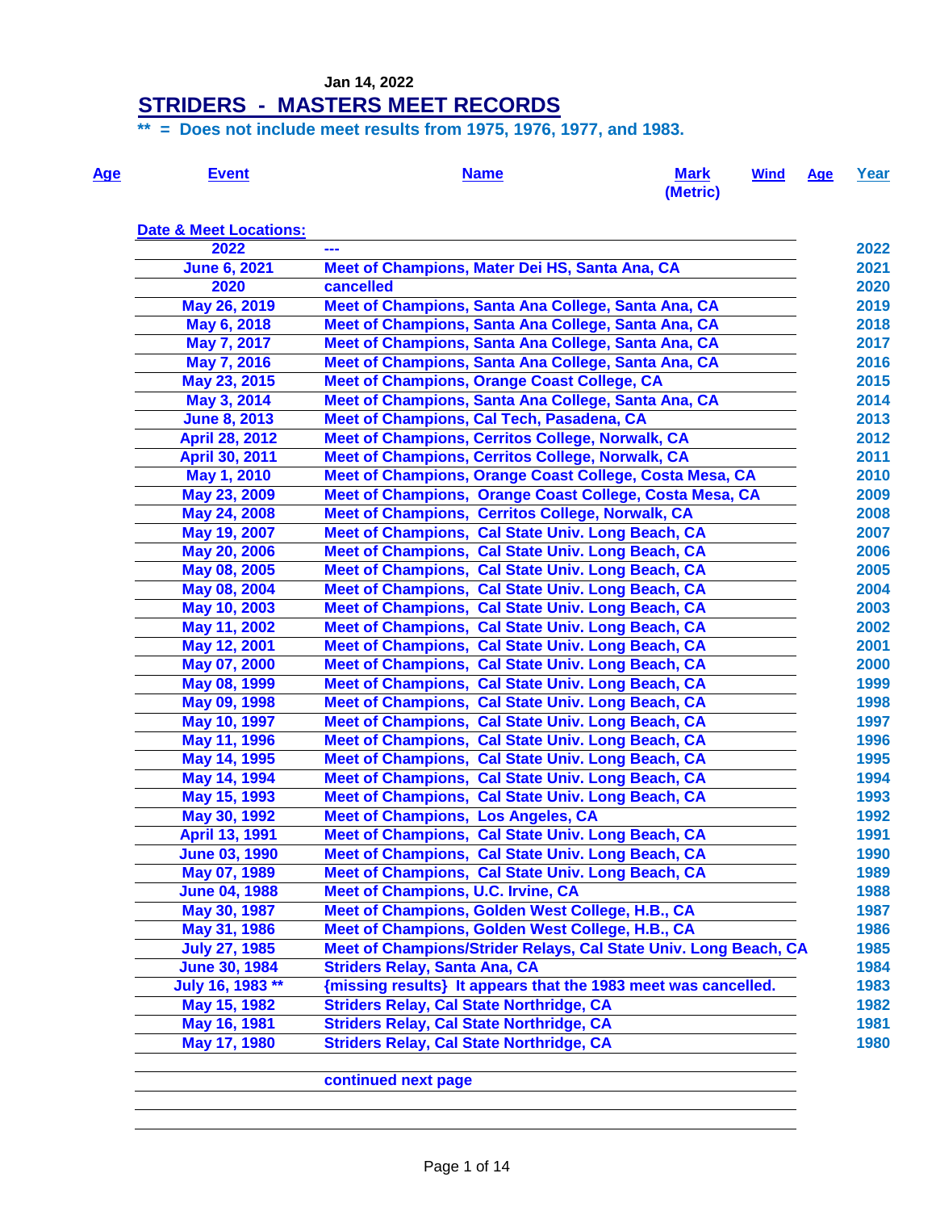Jan 14, 2022

# STRIDERS - MASTERS MEET RECORDS

**** = Does not include meet results from 1975, 1976, 1977, and 1983.**

| Age | Event | Name | Mark (Metric) | Wind | Age | Year |
|---|---|---|---|---|---|---|

**Date & Meet Locations:**

| Date | Meet Location | Year |
|---|---|---|
| 2022 | --- | 2022 |
| June 6, 2021 | Meet of Champions, Mater Dei HS, Santa Ana, CA | 2021 |
| 2020 | cancelled | 2020 |
| May 26, 2019 | Meet of Champions, Santa Ana College, Santa Ana, CA | 2019 |
| May 6, 2018 | Meet of Champions, Santa Ana College, Santa Ana, CA | 2018 |
| May 7, 2017 | Meet of Champions, Santa Ana College, Santa Ana, CA | 2017 |
| May 7, 2016 | Meet of Champions, Santa Ana College, Santa Ana, CA | 2016 |
| May 23, 2015 | Meet of Champions, Orange Coast College, CA | 2015 |
| May 3, 2014 | Meet of Champions, Santa Ana College, Santa Ana, CA | 2014 |
| June 8, 2013 | Meet of Champions, Cal Tech, Pasadena, CA | 2013 |
| April 28, 2012 | Meet of Champions, Cerritos College, Norwalk, CA | 2012 |
| April 30, 2011 | Meet of Champions, Cerritos College, Norwalk, CA | 2011 |
| May 1, 2010 | Meet of Champions, Orange Coast College, Costa Mesa, CA | 2010 |
| May 23, 2009 | Meet of Champions, Orange Coast College, Costa Mesa, CA | 2009 |
| May 24, 2008 | Meet of Champions, Cerritos College, Norwalk, CA | 2008 |
| May 19, 2007 | Meet of Champions, Cal State Univ. Long Beach, CA | 2007 |
| May 20, 2006 | Meet of Champions, Cal State Univ. Long Beach, CA | 2006 |
| May 08, 2005 | Meet of Champions, Cal State Univ. Long Beach, CA | 2005 |
| May 08, 2004 | Meet of Champions, Cal State Univ. Long Beach, CA | 2004 |
| May 10, 2003 | Meet of Champions, Cal State Univ. Long Beach, CA | 2003 |
| May 11, 2002 | Meet of Champions, Cal State Univ. Long Beach, CA | 2002 |
| May 12, 2001 | Meet of Champions, Cal State Univ. Long Beach, CA | 2001 |
| May 07, 2000 | Meet of Champions, Cal State Univ. Long Beach, CA | 2000 |
| May 08, 1999 | Meet of Champions, Cal State Univ. Long Beach, CA | 1999 |
| May 09, 1998 | Meet of Champions, Cal State Univ. Long Beach, CA | 1998 |
| May 10, 1997 | Meet of Champions, Cal State Univ. Long Beach, CA | 1997 |
| May 11, 1996 | Meet of Champions, Cal State Univ. Long Beach, CA | 1996 |
| May 14, 1995 | Meet of Champions, Cal State Univ. Long Beach, CA | 1995 |
| May 14, 1994 | Meet of Champions, Cal State Univ. Long Beach, CA | 1994 |
| May 15, 1993 | Meet of Champions, Cal State Univ. Long Beach, CA | 1993 |
| May 30, 1992 | Meet of Champions, Los Angeles, CA | 1992 |
| April 13, 1991 | Meet of Champions, Cal State Univ. Long Beach, CA | 1991 |
| June 03, 1990 | Meet of Champions, Cal State Univ. Long Beach, CA | 1990 |
| May 07, 1989 | Meet of Champions, Cal State Univ. Long Beach, CA | 1989 |
| June 04, 1988 | Meet of Champions, U.C. Irvine, CA | 1988 |
| May 30, 1987 | Meet of Champions, Golden West College, H.B., CA | 1987 |
| May 31, 1986 | Meet of Champions, Golden West College, H.B., CA | 1986 |
| July 27, 1985 | Meet of Champions/Strider Relays, Cal State Univ. Long Beach, CA | 1985 |
| June 30, 1984 | Striders Relay, Santa Ana, CA | 1984 |
| July 16, 1983 ** | {missing results} It appears that the 1983 meet was cancelled. | 1983 |
| May 15, 1982 | Striders Relay, Cal State Northridge, CA | 1982 |
| May 16, 1981 | Striders Relay, Cal State Northridge, CA | 1981 |
| May 17, 1980 | Striders Relay, Cal State Northridge, CA | 1980 |

continued next page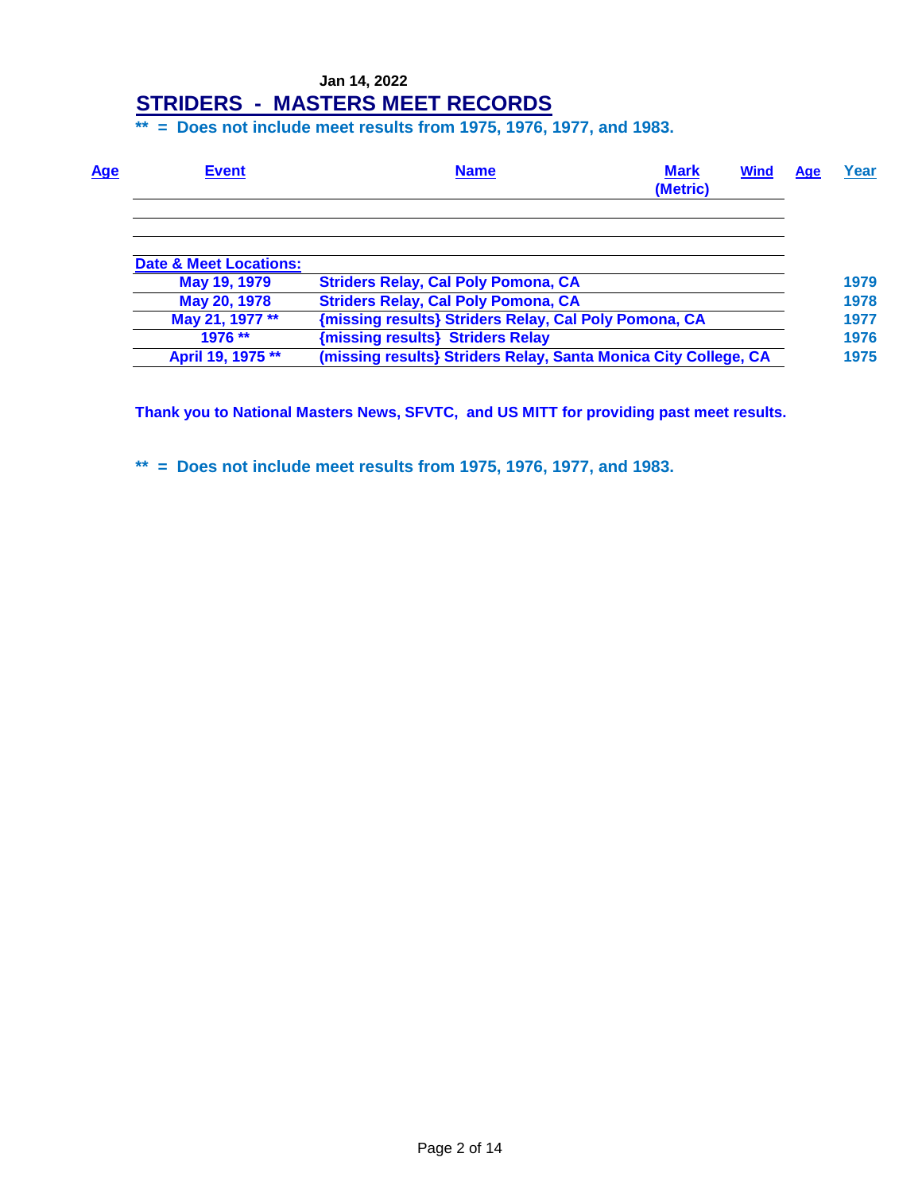Jan 14, 2022

# STRIDERS - MASTERS MEET RECORDS

**\*\* = Does not include meet results from 1975, 1976, 1977, and 1983.**

| Age | Event | Name | Mark (Metric) | Wind | Age | Year |
|---|---|---|---|---|---|---|
| | | | | | | |
| | | | | | | |
| | **Date & Meet Locations:** | | | | | |
| | May 19, 1979 | Striders Relay, Cal Poly Pomona, CA | | | | 1979 |
| | May 20, 1978 | Striders Relay, Cal Poly Pomona, CA | | | | 1978 |
| | May 21, 1977 ** | {missing results} Striders Relay, Cal Poly Pomona, CA | | | | 1977 |
| | 1976 ** | {missing results} Striders Relay | | | | 1976 |
| | April 19, 1975 ** | (missing results} Striders Relay, Santa Monica City College, CA | | | | 1975 |

**Thank you to National Masters News, SFVTC, and US MITT for providing past meet results.**

**\*\* = Does not include meet results from 1975, 1976, 1977, and 1983.**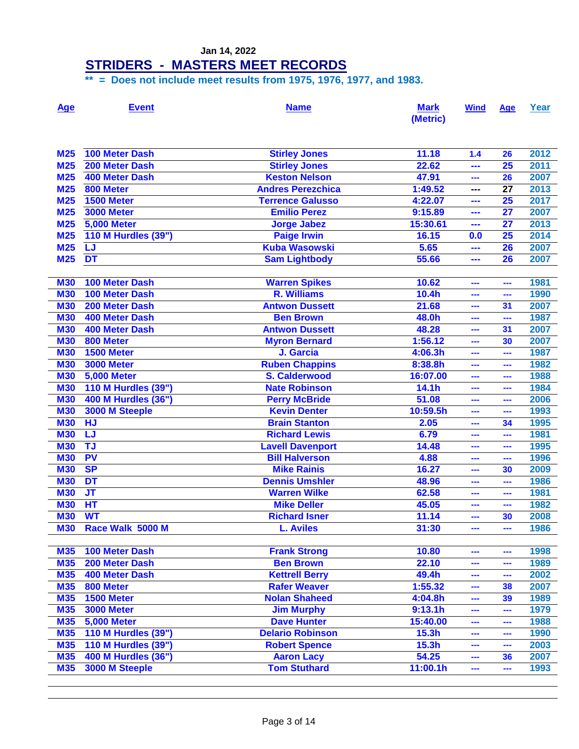Jan 14, 2022

# STRIDERS - MASTERS MEET RECORDS

**\*\* = Does not include meet results from 1975, 1976, 1977, and 1983.**

| Age | Event | Name | Mark (Metric) | Wind | Age | Year |
|---|---|---|---|---|---|---|
| M25 | 100 Meter Dash | Stirley Jones | 11.18 | 1.4 | 26 | 2012 |
| M25 | 200 Meter Dash | Stirley Jones | 22.62 | --- | 25 | 2011 |
| M25 | 400 Meter Dash | Keston Nelson | 47.91 | --- | 26 | 2007 |
| M25 | 800 Meter | Andres Perezchica | 1:49.52 | --- | 27 | 2013 |
| M25 | 1500 Meter | Terrence Galusso | 4:22.07 | --- | 25 | 2017 |
| M25 | 3000 Meter | Emilio Perez | 9:15.89 | --- | 27 | 2007 |
| M25 | 5,000 Meter | Jorge Jabez | 15:30.61 | --- | 27 | 2013 |
| M25 | 110 M Hurdles (39") | Paige Irwin | 16.15 | 0.0 | 25 | 2014 |
| M25 | LJ | Kuba Wasowski | 5.65 | --- | 26 | 2007 |
| M25 | DT | Sam Lightbody | 55.66 | --- | 26 | 2007 |
| M30 | 100 Meter Dash | Warren Spikes | 10.62 | --- | --- | 1981 |
| M30 | 100 Meter Dash | R. Williams | 10.4h | --- | --- | 1990 |
| M30 | 200 Meter Dash | Antwon Dussett | 21.68 | --- | 31 | 2007 |
| M30 | 400 Meter Dash | Ben Brown | 48.0h | --- | --- | 1987 |
| M30 | 400 Meter Dash | Antwon Dussett | 48.28 | --- | 31 | 2007 |
| M30 | 800 Meter | Myron Bernard | 1:56.12 | --- | 30 | 2007 |
| M30 | 1500 Meter | J. Garcia | 4:06.3h | --- | --- | 1987 |
| M30 | 3000 Meter | Ruben Chappins | 8:38.8h | --- | --- | 1982 |
| M30 | 5,000 Meter | S. Calderwood | 16:07.00 | --- | --- | 1988 |
| M30 | 110 M Hurdles (39") | Nate Robinson | 14.1h | --- | --- | 1984 |
| M30 | 400 M Hurdles (36") | Perry McBride | 51.08 | --- | --- | 2006 |
| M30 | 3000 M Steeple | Kevin Denter | 10:59.5h | --- | --- | 1993 |
| M30 | HJ | Brain Stanton | 2.05 | --- | 34 | 1995 |
| M30 | LJ | Richard Lewis | 6.79 | --- | --- | 1981 |
| M30 | TJ | Lavell Davenport | 14.48 | --- | --- | 1995 |
| M30 | PV | Bill Halverson | 4.88 | --- | --- | 1996 |
| M30 | SP | Mike Rainis | 16.27 | --- | 30 | 2009 |
| M30 | DT | Dennis Umshler | 48.96 | --- | --- | 1986 |
| M30 | JT | Warren Wilke | 62.58 | --- | --- | 1981 |
| M30 | HT | Mike Deller | 45.05 | --- | --- | 1982 |
| M30 | WT | Richard Isner | 11.14 | --- | 30 | 2008 |
| M30 | Race Walk 5000 M | L. Aviles | 31:30 | --- | --- | 1986 |
| M35 | 100 Meter Dash | Frank Strong | 10.80 | --- | --- | 1998 |
| M35 | 200 Meter Dash | Ben Brown | 22.10 | --- | --- | 1989 |
| M35 | 400 Meter Dash | Kettrell Berry | 49.4h | --- | --- | 2002 |
| M35 | 800 Meter | Rafer Weaver | 1:55.32 | --- | 38 | 2007 |
| M35 | 1500 Meter | Nolan Shaheed | 4:04.8h | --- | 39 | 1989 |
| M35 | 3000 Meter | Jim Murphy | 9:13.1h | --- | --- | 1979 |
| M35 | 5,000 Meter | Dave Hunter | 15:40.00 | --- | --- | 1988 |
| M35 | 110 M Hurdles (39") | Delario Robinson | 15.3h | --- | --- | 1990 |
| M35 | 110 M Hurdles (39") | Robert Spence | 15.3h | --- | --- | 2003 |
| M35 | 400 M Hurdles (36") | Aaron Lacy | 54.25 | --- | 36 | 2007 |
| M35 | 3000 M Steeple | Tom Stuthard | 11:00.1h | --- | --- | 1993 |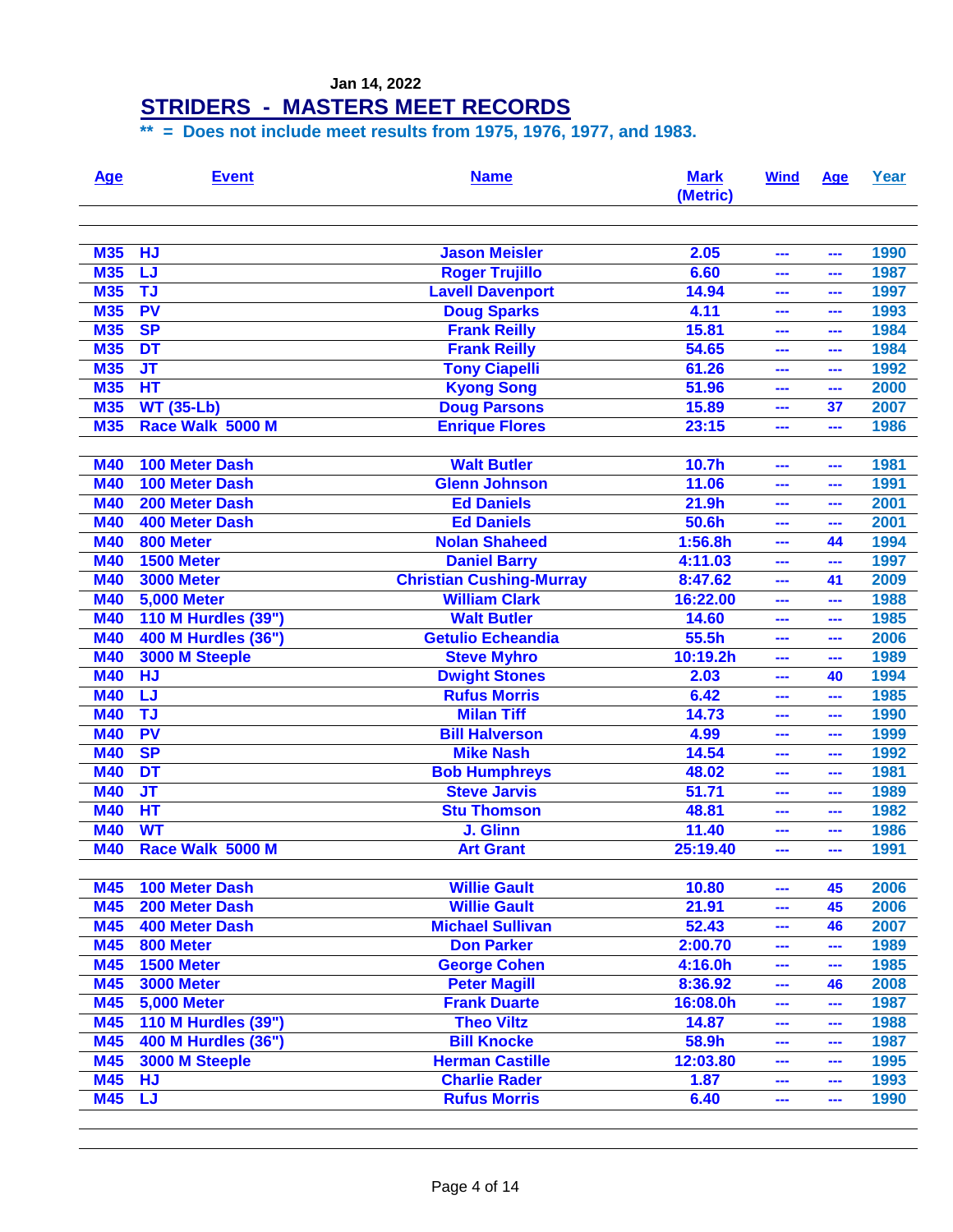Jan 14, 2022

# STRIDERS - MASTERS MEET RECORDS

**** = Does not include meet results from 1975, 1976, 1977, and 1983.**

| Age | Event | Name | Mark (Metric) | Wind | Age | Year |
|---|---|---|---|---|---|---|
| M35 | HJ | Jason Meisler | 2.05 | --- | --- | 1990 |
| M35 | LJ | Roger Trujillo | 6.60 | --- | --- | 1987 |
| M35 | TJ | Lavell Davenport | 14.94 | --- | --- | 1997 |
| M35 | PV | Doug Sparks | 4.11 | --- | --- | 1993 |
| M35 | SP | Frank Reilly | 15.81 | --- | --- | 1984 |
| M35 | DT | Frank Reilly | 54.65 | --- | --- | 1984 |
| M35 | JT | Tony Ciapelli | 61.26 | --- | --- | 1992 |
| M35 | HT | Kyong Song | 51.96 | --- | --- | 2000 |
| M35 | WT (35-Lb) | Doug Parsons | 15.89 | --- | 37 | 2007 |
| M35 | Race Walk 5000 M | Enrique Flores | 23:15 | --- | --- | 1986 |
| | | | | | | |
| M40 | 100 Meter Dash | Walt Butler | 10.7h | --- | --- | 1981 |
| M40 | 100 Meter Dash | Glenn Johnson | 11.06 | --- | --- | 1991 |
| M40 | 200 Meter Dash | Ed Daniels | 21.9h | --- | --- | 2001 |
| M40 | 400 Meter Dash | Ed Daniels | 50.6h | --- | --- | 2001 |
| M40 | 800 Meter | Nolan Shaheed | 1:56.8h | --- | 44 | 1994 |
| M40 | 1500 Meter | Daniel Barry | 4:11.03 | --- | --- | 1997 |
| M40 | 3000 Meter | Christian Cushing-Murray | 8:47.62 | --- | 41 | 2009 |
| M40 | 5,000 Meter | William Clark | 16:22.00 | --- | --- | 1988 |
| M40 | 110 M Hurdles (39") | Walt Butler | 14.60 | --- | --- | 1985 |
| M40 | 400 M Hurdles (36") | Getulio Echeandia | 55.5h | --- | --- | 2006 |
| M40 | 3000 M Steeple | Steve Myhro | 10:19.2h | --- | --- | 1989 |
| M40 | HJ | Dwight Stones | 2.03 | --- | 40 | 1994 |
| M40 | LJ | Rufus Morris | 6.42 | --- | --- | 1985 |
| M40 | TJ | Milan Tiff | 14.73 | --- | --- | 1990 |
| M40 | PV | Bill Halverson | 4.99 | --- | --- | 1999 |
| M40 | SP | Mike Nash | 14.54 | --- | --- | 1992 |
| M40 | DT | Bob Humphreys | 48.02 | --- | --- | 1981 |
| M40 | JT | Steve Jarvis | 51.71 | --- | --- | 1989 |
| M40 | HT | Stu Thomson | 48.81 | --- | --- | 1982 |
| M40 | WT | J. Glinn | 11.40 | --- | --- | 1986 |
| M40 | Race Walk 5000 M | Art Grant | 25:19.40 | --- | --- | 1991 |
| | | | | | | |
| M45 | 100 Meter Dash | Willie Gault | 10.80 | --- | 45 | 2006 |
| M45 | 200 Meter Dash | Willie Gault | 21.91 | --- | 45 | 2006 |
| M45 | 400 Meter Dash | Michael Sullivan | 52.43 | --- | 46 | 2007 |
| M45 | 800 Meter | Don Parker | 2:00.70 | --- | --- | 1989 |
| M45 | 1500 Meter | George Cohen | 4:16.0h | --- | --- | 1985 |
| M45 | 3000 Meter | Peter Magill | 8:36.92 | --- | 46 | 2008 |
| M45 | 5,000 Meter | Frank Duarte | 16:08.0h | --- | --- | 1987 |
| M45 | 110 M Hurdles (39") | Theo Viltz | 14.87 | --- | --- | 1988 |
| M45 | 400 M Hurdles (36") | Bill Knocke | 58.9h | --- | --- | 1987 |
| M45 | 3000 M Steeple | Herman Castille | 12:03.80 | --- | --- | 1995 |
| M45 | HJ | Charlie Rader | 1.87 | --- | --- | 1993 |
| M45 | LJ | Rufus Morris | 6.40 | --- | --- | 1990 |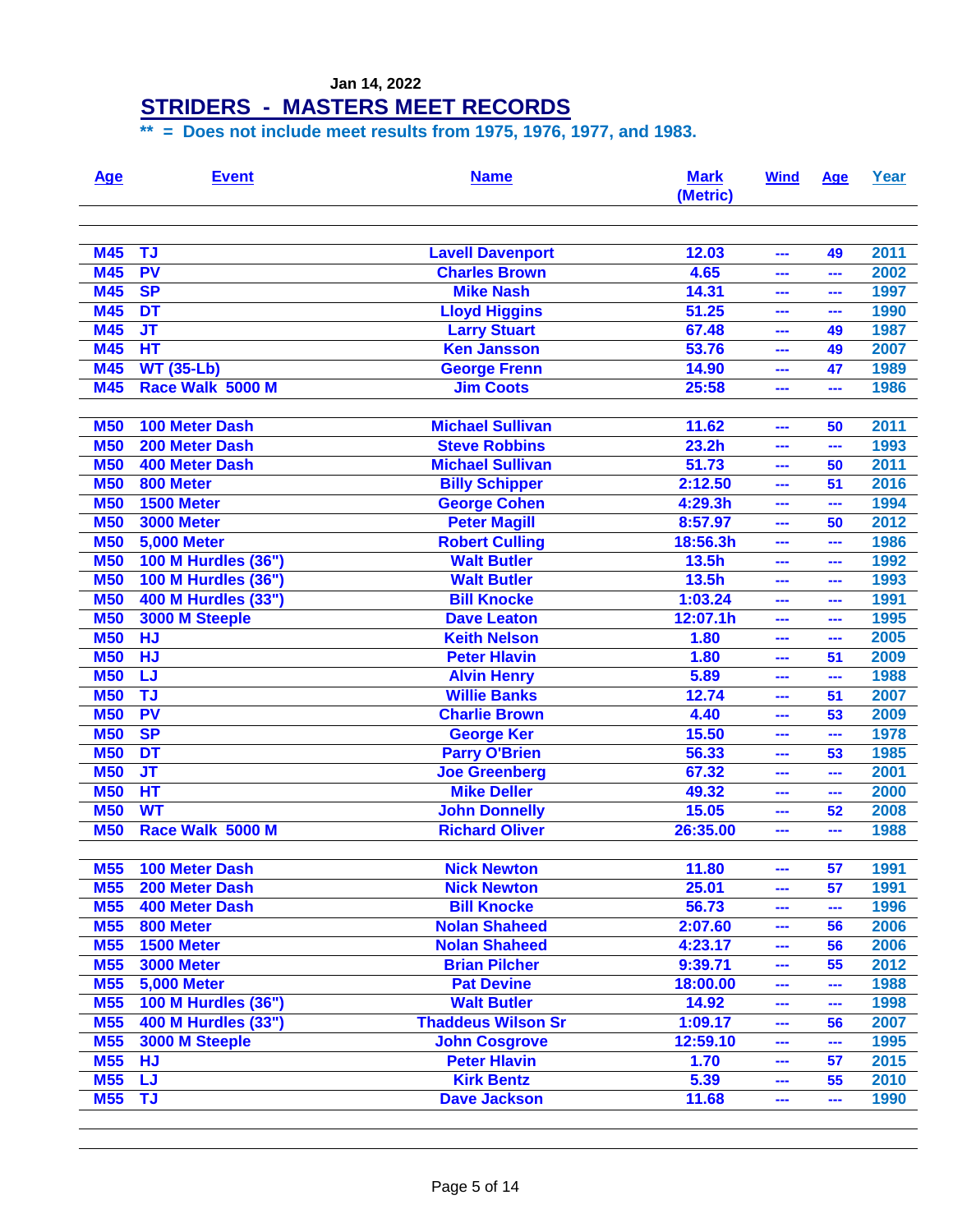Jan 14, 2022

# STRIDERS - MASTERS MEET RECORDS

** = Does not include meet results from 1975, 1976, 1977, and 1983.

| Age | Event | Name | Mark (Metric) | Wind | Age | Year |
|---|---|---|---|---|---|---|
| M45 | TJ | Lavell Davenport | 12.03 | --- | 49 | 2011 |
| M45 | PV | Charles Brown | 4.65 | --- | --- | 2002 |
| M45 | SP | Mike Nash | 14.31 | --- | --- | 1997 |
| M45 | DT | Lloyd Higgins | 51.25 | --- | --- | 1990 |
| M45 | JT | Larry Stuart | 67.48 | --- | 49 | 1987 |
| M45 | HT | Ken Jansson | 53.76 | --- | 49 | 2007 |
| M45 | WT (35-Lb) | George Frenn | 14.90 | --- | 47 | 1989 |
| M45 | Race Walk 5000 M | Jim Coots | 25:58 | --- | --- | 1986 |
| | | | | | | |
| M50 | 100 Meter Dash | Michael Sullivan | 11.62 | --- | 50 | 2011 |
| M50 | 200 Meter Dash | Steve Robbins | 23.2h | --- | --- | 1993 |
| M50 | 400 Meter Dash | Michael Sullivan | 51.73 | --- | 50 | 2011 |
| M50 | 800 Meter | Billy Schipper | 2:12.50 | --- | 51 | 2016 |
| M50 | 1500 Meter | George Cohen | 4:29.3h | --- | --- | 1994 |
| M50 | 3000 Meter | Peter Magill | 8:57.97 | --- | 50 | 2012 |
| M50 | 5,000 Meter | Robert Culling | 18:56.3h | --- | --- | 1986 |
| M50 | 100 M Hurdles (36") | Walt Butler | 13.5h | --- | --- | 1992 |
| M50 | 100 M Hurdles (36") | Walt Butler | 13.5h | --- | --- | 1993 |
| M50 | 400 M Hurdles (33") | Bill Knocke | 1:03.24 | --- | --- | 1991 |
| M50 | 3000 M Steeple | Dave Leaton | 12:07.1h | --- | --- | 1995 |
| M50 | HJ | Keith Nelson | 1.80 | --- | --- | 2005 |
| M50 | HJ | Peter Hlavin | 1.80 | --- | 51 | 2009 |
| M50 | LJ | Alvin Henry | 5.89 | --- | --- | 1988 |
| M50 | TJ | Willie Banks | 12.74 | --- | 51 | 2007 |
| M50 | PV | Charlie Brown | 4.40 | --- | 53 | 2009 |
| M50 | SP | George Ker | 15.50 | --- | --- | 1978 |
| M50 | DT | Parry O'Brien | 56.33 | --- | 53 | 1985 |
| M50 | JT | Joe Greenberg | 67.32 | --- | --- | 2001 |
| M50 | HT | Mike Deller | 49.32 | --- | --- | 2000 |
| M50 | WT | John Donnelly | 15.05 | --- | 52 | 2008 |
| M50 | Race Walk 5000 M | Richard Oliver | 26:35.00 | --- | --- | 1988 |
| | | | | | | |
| M55 | 100 Meter Dash | Nick Newton | 11.80 | --- | 57 | 1991 |
| M55 | 200 Meter Dash | Nick Newton | 25.01 | --- | 57 | 1991 |
| M55 | 400 Meter Dash | Bill Knocke | 56.73 | --- | --- | 1996 |
| M55 | 800 Meter | Nolan Shaheed | 2:07.60 | --- | 56 | 2006 |
| M55 | 1500 Meter | Nolan Shaheed | 4:23.17 | --- | 56 | 2006 |
| M55 | 3000 Meter | Brian Pilcher | 9:39.71 | --- | 55 | 2012 |
| M55 | 5,000 Meter | Pat Devine | 18:00.00 | --- | --- | 1988 |
| M55 | 100 M Hurdles (36") | Walt Butler | 14.92 | --- | --- | 1998 |
| M55 | 400 M Hurdles (33") | Thaddeus Wilson Sr | 1:09.17 | --- | 56 | 2007 |
| M55 | 3000 M Steeple | John Cosgrove | 12:59.10 | --- | --- | 1995 |
| M55 | HJ | Peter Hlavin | 1.70 | --- | 57 | 2015 |
| M55 | LJ | Kirk Bentz | 5.39 | --- | 55 | 2010 |
| M55 | TJ | Dave Jackson | 11.68 | --- | --- | 1990 |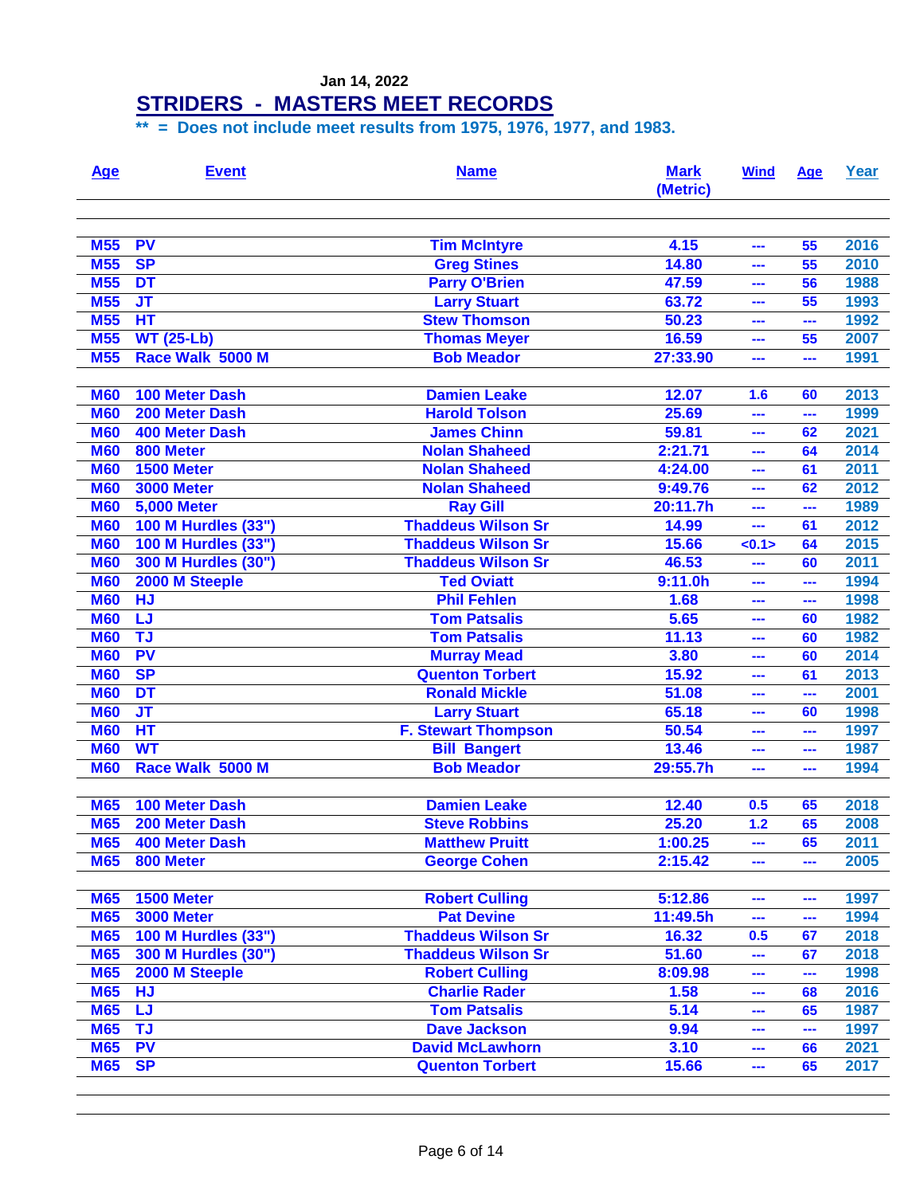Jan 14, 2022

## STRIDERS - MASTERS MEET RECORDS

**** = Does not include meet results from 1975, 1976, 1977, and 1983.**

| Age | Event | Name | Mark (Metric) | Wind | Age | Year |
|---|---|---|---|---|---|---|
| M55 | PV | Tim McIntyre | 4.15 | --- | 55 | 2016 |
| M55 | SP | Greg Stines | 14.80 | --- | 55 | 2010 |
| M55 | DT | Parry O'Brien | 47.59 | --- | 56 | 1988 |
| M55 | JT | Larry Stuart | 63.72 | --- | 55 | 1993 |
| M55 | HT | Stew Thomson | 50.23 | --- | --- | 1992 |
| M55 | WT (25-Lb) | Thomas Meyer | 16.59 | --- | 55 | 2007 |
| M55 | Race Walk 5000 M | Bob Meador | 27:33.90 | --- | --- | 1991 |
| M60 | 100 Meter Dash | Damien Leake | 12.07 | 1.6 | 60 | 2013 |
| M60 | 200 Meter Dash | Harold Tolson | 25.69 | --- | --- | 1999 |
| M60 | 400 Meter Dash | James Chinn | 59.81 | --- | 62 | 2021 |
| M60 | 800 Meter | Nolan Shaheed | 2:21.71 | --- | 64 | 2014 |
| M60 | 1500 Meter | Nolan Shaheed | 4:24.00 | --- | 61 | 2011 |
| M60 | 3000 Meter | Nolan Shaheed | 9:49.76 | --- | 62 | 2012 |
| M60 | 5,000 Meter | Ray Gill | 20:11.7h | --- | --- | 1989 |
| M60 | 100 M Hurdles (33") | Thaddeus Wilson Sr | 14.99 | --- | 61 | 2012 |
| M60 | 100 M Hurdles (33") | Thaddeus Wilson Sr | 15.66 | <0.1> | 64 | 2015 |
| M60 | 300 M Hurdles (30") | Thaddeus Wilson Sr | 46.53 | --- | 60 | 2011 |
| M60 | 2000 M Steeple | Ted Oviatt | 9:11.0h | --- | --- | 1994 |
| M60 | HJ | Phil Fehlen | 1.68 | --- | --- | 1998 |
| M60 | LJ | Tom Patsalis | 5.65 | --- | 60 | 1982 |
| M60 | TJ | Tom Patsalis | 11.13 | --- | 60 | 1982 |
| M60 | PV | Murray Mead | 3.80 | --- | 60 | 2014 |
| M60 | SP | Quenton Torbert | 15.92 | --- | 61 | 2013 |
| M60 | DT | Ronald Mickle | 51.08 | --- | --- | 2001 |
| M60 | JT | Larry Stuart | 65.18 | --- | 60 | 1998 |
| M60 | HT | F. Stewart Thompson | 50.54 | --- | --- | 1997 |
| M60 | WT | Bill Bangert | 13.46 | --- | --- | 1987 |
| M60 | Race Walk 5000 M | Bob Meador | 29:55.7h | --- | --- | 1994 |
| M65 | 100 Meter Dash | Damien Leake | 12.40 | 0.5 | 65 | 2018 |
| M65 | 200 Meter Dash | Steve Robbins | 25.20 | 1.2 | 65 | 2008 |
| M65 | 400 Meter Dash | Matthew Pruitt | 1:00.25 | --- | 65 | 2011 |
| M65 | 800 Meter | George Cohen | 2:15.42 | --- | --- | 2005 |
| M65 | 1500 Meter | Robert Culling | 5:12.86 | --- | --- | 1997 |
| M65 | 3000 Meter | Pat Devine | 11:49.5h | --- | --- | 1994 |
| M65 | 100 M Hurdles (33") | Thaddeus Wilson Sr | 16.32 | 0.5 | 67 | 2018 |
| M65 | 300 M Hurdles (30") | Thaddeus Wilson Sr | 51.60 | --- | 67 | 2018 |
| M65 | 2000 M Steeple | Robert Culling | 8:09.98 | --- | --- | 1998 |
| M65 | HJ | Charlie Rader | 1.58 | --- | 68 | 2016 |
| M65 | LJ | Tom Patsalis | 5.14 | --- | 65 | 1987 |
| M65 | TJ | Dave Jackson | 9.94 | --- | --- | 1997 |
| M65 | PV | David McLawhorn | 3.10 | --- | 66 | 2021 |
| M65 | SP | Quenton Torbert | 15.66 | --- | 65 | 2017 |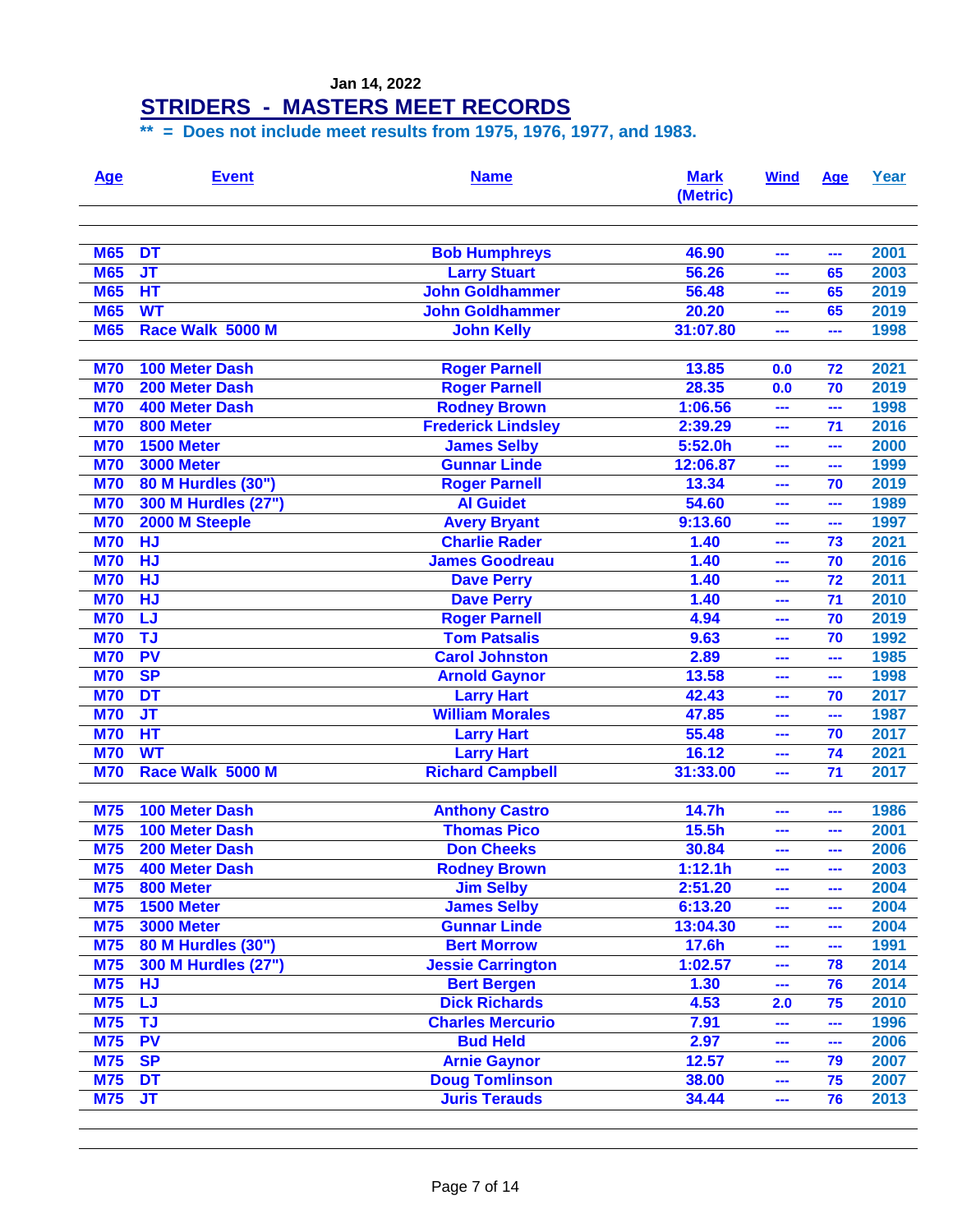Jan 14, 2022

# STRIDERS - MASTERS MEET RECORDS

**** = Does not include meet results from 1975, 1976, 1977, and 1983.**

| Age | Event | Name | Mark (Metric) | Wind | Age | Year |
|---|---|---|---|---|---|---|
| M65 | DT | Bob Humphreys | 46.90 | --- | --- | 2001 |
| M65 | JT | Larry Stuart | 56.26 | --- | 65 | 2003 |
| M65 | HT | John Goldhammer | 56.48 | --- | 65 | 2019 |
| M65 | WT | John Goldhammer | 20.20 | --- | 65 | 2019 |
| M65 | Race Walk 5000 M | John Kelly | 31:07.80 | --- | --- | 1998 |
| | | | | | | |
| M70 | 100 Meter Dash | Roger Parnell | 13.85 | 0.0 | 72 | 2021 |
| M70 | 200 Meter Dash | Roger Parnell | 28.35 | 0.0 | 70 | 2019 |
| M70 | 400 Meter Dash | Rodney Brown | 1:06.56 | --- | --- | 1998 |
| M70 | 800 Meter | Frederick Lindsley | 2:39.29 | --- | 71 | 2016 |
| M70 | 1500 Meter | James Selby | 5:52.0h | --- | --- | 2000 |
| M70 | 3000 Meter | Gunnar Linde | 12:06.87 | --- | --- | 1999 |
| M70 | 80 M Hurdles (30") | Roger Parnell | 13.34 | --- | 70 | 2019 |
| M70 | 300 M Hurdles (27") | Al Guidet | 54.60 | --- | --- | 1989 |
| M70 | 2000 M Steeple | Avery Bryant | 9:13.60 | --- | --- | 1997 |
| M70 | HJ | Charlie Rader | 1.40 | --- | 73 | 2021 |
| M70 | HJ | James Goodreau | 1.40 | --- | 70 | 2016 |
| M70 | HJ | Dave Perry | 1.40 | --- | 72 | 2011 |
| M70 | HJ | Dave Perry | 1.40 | --- | 71 | 2010 |
| M70 | LJ | Roger Parnell | 4.94 | --- | 70 | 2019 |
| M70 | TJ | Tom Patsalis | 9.63 | --- | 70 | 1992 |
| M70 | PV | Carol Johnston | 2.89 | --- | --- | 1985 |
| M70 | SP | Arnold Gaynor | 13.58 | --- | --- | 1998 |
| M70 | DT | Larry Hart | 42.43 | --- | 70 | 2017 |
| M70 | JT | William Morales | 47.85 | --- | --- | 1987 |
| M70 | HT | Larry Hart | 55.48 | --- | 70 | 2017 |
| M70 | WT | Larry Hart | 16.12 | --- | 74 | 2021 |
| M70 | Race Walk 5000 M | Richard Campbell | 31:33.00 | --- | 71 | 2017 |
| | | | | | | |
| M75 | 100 Meter Dash | Anthony Castro | 14.7h | --- | --- | 1986 |
| M75 | 100 Meter Dash | Thomas Pico | 15.5h | --- | --- | 2001 |
| M75 | 200 Meter Dash | Don Cheeks | 30.84 | --- | --- | 2006 |
| M75 | 400 Meter Dash | Rodney Brown | 1:12.1h | --- | --- | 2003 |
| M75 | 800 Meter | Jim Selby | 2:51.20 | --- | --- | 2004 |
| M75 | 1500 Meter | James Selby | 6:13.20 | --- | --- | 2004 |
| M75 | 3000 Meter | Gunnar Linde | 13:04.30 | --- | --- | 2004 |
| M75 | 80 M Hurdles (30") | Bert Morrow | 17.6h | --- | --- | 1991 |
| M75 | 300 M Hurdles (27") | Jessie Carrington | 1:02.57 | --- | 78 | 2014 |
| M75 | HJ | Bert Bergen | 1.30 | --- | 76 | 2014 |
| M75 | LJ | Dick Richards | 4.53 | 2.0 | 75 | 2010 |
| M75 | TJ | Charles Mercurio | 7.91 | --- | --- | 1996 |
| M75 | PV | Bud Held | 2.97 | --- | --- | 2006 |
| M75 | SP | Arnie Gaynor | 12.57 | --- | 79 | 2007 |
| M75 | DT | Doug Tomlinson | 38.00 | --- | 75 | 2007 |
| M75 | JT | Juris Terauds | 34.44 | --- | 76 | 2013 |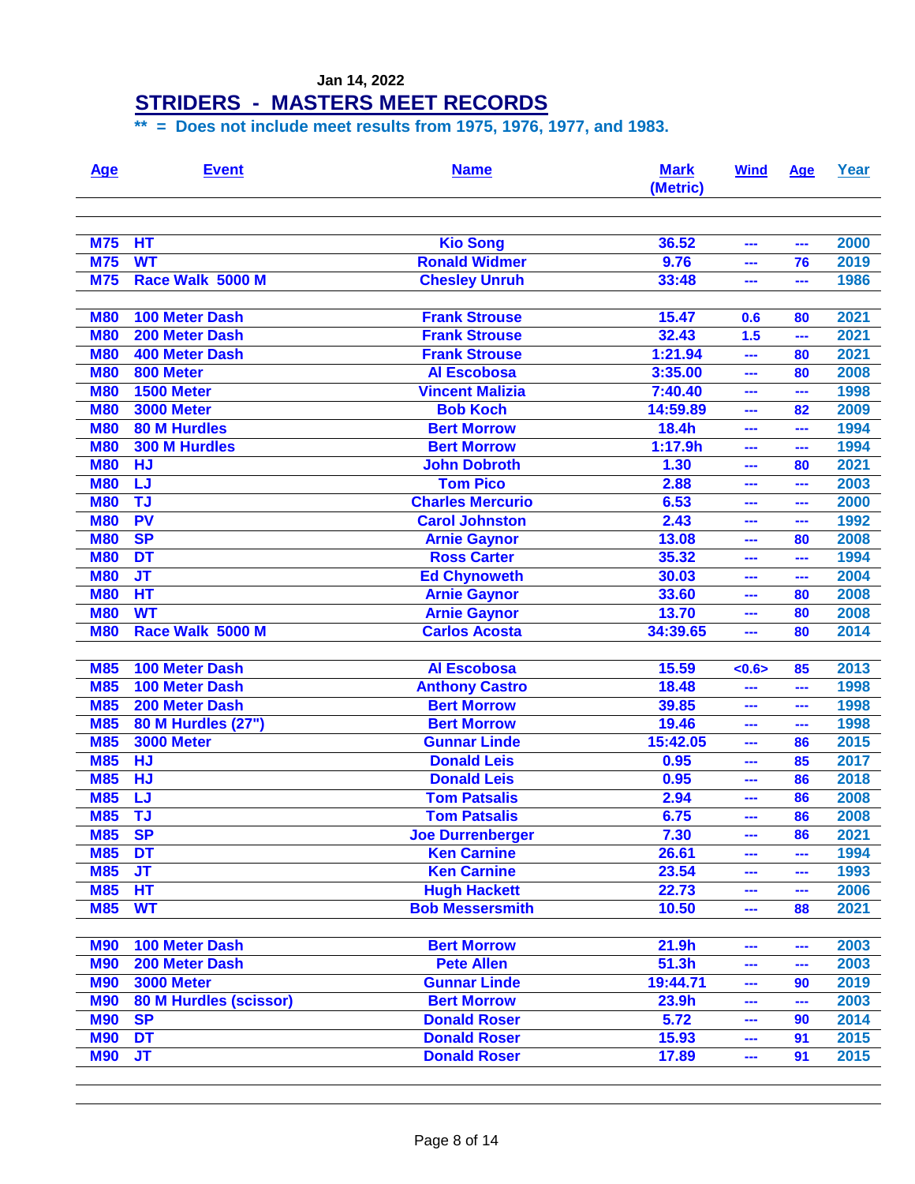Jan 14, 2022

# STRIDERS - MASTERS MEET RECORDS

**** = Does not include meet results from 1975, 1976, 1977, and 1983.**

| Age | Event | Name | Mark (Metric) | Wind | Age | Year |
|---|---|---|---|---|---|---|
| M75 | HT | Kio Song | 36.52 | --- | --- | 2000 |
| M75 | WT | Ronald Widmer | 9.76 | --- | 76 | 2019 |
| M75 | Race Walk 5000 M | Chesley Unruh | 33:48 | --- | --- | 1986 |
| | | | | | | |
| M80 | 100 Meter Dash | Frank Strouse | 15.47 | 0.6 | 80 | 2021 |
| M80 | 200 Meter Dash | Frank Strouse | 32.43 | 1.5 | --- | 2021 |
| M80 | 400 Meter Dash | Frank Strouse | 1:21.94 | --- | 80 | 2021 |
| M80 | 800 Meter | Al Escobosa | 3:35.00 | --- | 80 | 2008 |
| M80 | 1500 Meter | Vincent Malizia | 7:40.40 | --- | --- | 1998 |
| M80 | 3000 Meter | Bob Koch | 14:59.89 | --- | 82 | 2009 |
| M80 | 80 M Hurdles | Bert Morrow | 18.4h | --- | --- | 1994 |
| M80 | 300 M Hurdles | Bert Morrow | 1:17.9h | --- | --- | 1994 |
| M80 | HJ | John Dobroth | 1.30 | --- | 80 | 2021 |
| M80 | LJ | Tom Pico | 2.88 | --- | --- | 2003 |
| M80 | TJ | Charles Mercurio | 6.53 | --- | --- | 2000 |
| M80 | PV | Carol Johnston | 2.43 | --- | --- | 1992 |
| M80 | SP | Arnie Gaynor | 13.08 | --- | 80 | 2008 |
| M80 | DT | Ross Carter | 35.32 | --- | --- | 1994 |
| M80 | JT | Ed Chynoweth | 30.03 | --- | --- | 2004 |
| M80 | HT | Arnie Gaynor | 33.60 | --- | 80 | 2008 |
| M80 | WT | Arnie Gaynor | 13.70 | --- | 80 | 2008 |
| M80 | Race Walk 5000 M | Carlos Acosta | 34:39.65 | --- | 80 | 2014 |
| | | | | | | |
| M85 | 100 Meter Dash | Al Escobosa | 15.59 | <0.6> | 85 | 2013 |
| M85 | 100 Meter Dash | Anthony Castro | 18.48 | --- | --- | 1998 |
| M85 | 200 Meter Dash | Bert Morrow | 39.85 | --- | --- | 1998 |
| M85 | 80 M Hurdles (27") | Bert Morrow | 19.46 | --- | --- | 1998 |
| M85 | 3000 Meter | Gunnar Linde | 15:42.05 | --- | 86 | 2015 |
| M85 | HJ | Donald Leis | 0.95 | --- | 85 | 2017 |
| M85 | HJ | Donald Leis | 0.95 | --- | 86 | 2018 |
| M85 | LJ | Tom Patsalis | 2.94 | --- | 86 | 2008 |
| M85 | TJ | Tom Patsalis | 6.75 | --- | 86 | 2008 |
| M85 | SP | Joe Durrenberger | 7.30 | --- | 86 | 2021 |
| M85 | DT | Ken Carnine | 26.61 | --- | --- | 1994 |
| M85 | JT | Ken Carnine | 23.54 | --- | --- | 1993 |
| M85 | HT | Hugh Hackett | 22.73 | --- | --- | 2006 |
| M85 | WT | Bob Messersmith | 10.50 | --- | 88 | 2021 |
| | | | | | | |
| M90 | 100 Meter Dash | Bert Morrow | 21.9h | --- | --- | 2003 |
| M90 | 200 Meter Dash | Pete Allen | 51.3h | --- | --- | 2003 |
| M90 | 3000 Meter | Gunnar Linde | 19:44.71 | --- | 90 | 2019 |
| M90 | 80 M Hurdles (scissor) | Bert Morrow | 23.9h | --- | --- | 2003 |
| M90 | SP | Donald Roser | 5.72 | --- | 90 | 2014 |
| M90 | DT | Donald Roser | 15.93 | --- | 91 | 2015 |
| M90 | JT | Donald Roser | 17.89 | --- | 91 | 2015 |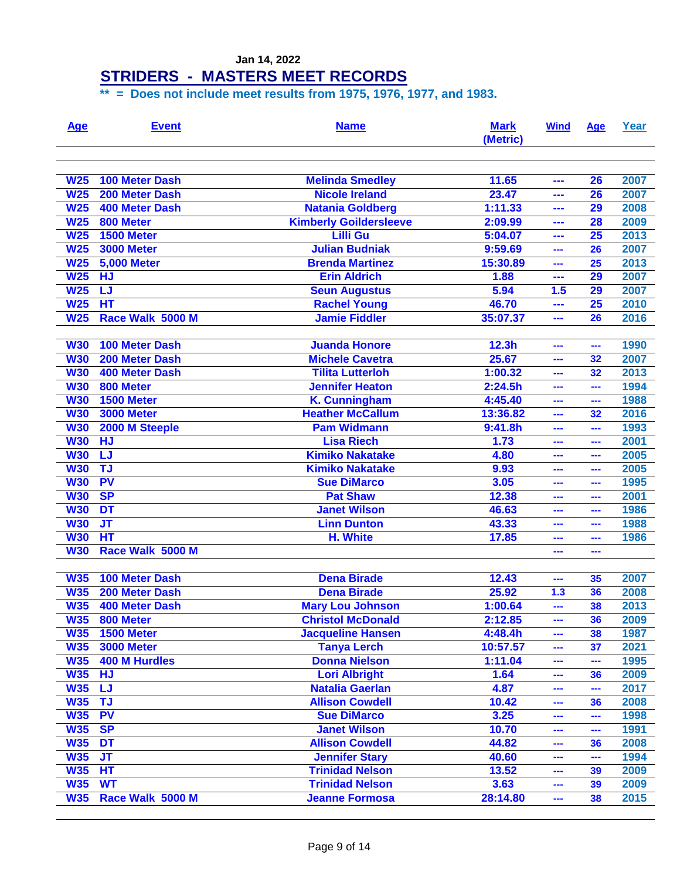Jan 14, 2022

# STRIDERS - MASTERS MEET RECORDS

**** = Does not include meet results from 1975, 1976, 1977, and 1983.**

| Age | Event | Name | Mark (Metric) | Wind | Age | Year |
|---|---|---|---|---|---|---|
| W25 | 100 Meter Dash | Melinda Smedley | 11.65 | --- | 26 | 2007 |
| W25 | 200 Meter Dash | Nicole Ireland | 23.47 | --- | 26 | 2007 |
| W25 | 400 Meter Dash | Natania Goldberg | 1:11.33 | --- | 29 | 2008 |
| W25 | 800 Meter | Kimberly Goildersleeve | 2:09.99 | --- | 28 | 2009 |
| W25 | 1500 Meter | Lilli Gu | 5:04.07 | --- | 25 | 2013 |
| W25 | 3000 Meter | Julian Budniak | 9:59.69 | --- | 26 | 2007 |
| W25 | 5,000 Meter | Brenda Martinez | 15:30.89 | --- | 25 | 2013 |
| W25 | HJ | Erin Aldrich | 1.88 | --- | 29 | 2007 |
| W25 | LJ | Seun Augustus | 5.94 | 1.5 | 29 | 2007 |
| W25 | HT | Rachel Young | 46.70 | --- | 25 | 2010 |
| W25 | Race Walk 5000 M | Jamie Fiddler | 35:07.37 | --- | 26 | 2016 |
| | | | | | | |
| W30 | 100 Meter Dash | Juanda Honore | 12.3h | --- | --- | 1990 |
| W30 | 200 Meter Dash | Michele Cavetra | 25.67 | --- | 32 | 2007 |
| W30 | 400 Meter Dash | Tilita Lutterloh | 1:00.32 | --- | 32 | 2013 |
| W30 | 800 Meter | Jennifer Heaton | 2:24.5h | --- | --- | 1994 |
| W30 | 1500 Meter | K. Cunningham | 4:45.40 | --- | --- | 1988 |
| W30 | 3000 Meter | Heather McCallum | 13:36.82 | --- | 32 | 2016 |
| W30 | 2000 M Steeple | Pam Widmann | 9:41.8h | --- | --- | 1993 |
| W30 | HJ | Lisa Riech | 1.73 | --- | --- | 2001 |
| W30 | LJ | Kimiko Nakatake | 4.80 | --- | --- | 2005 |
| W30 | TJ | Kimiko Nakatake | 9.93 | --- | --- | 2005 |
| W30 | PV | Sue DiMarco | 3.05 | --- | --- | 1995 |
| W30 | SP | Pat Shaw | 12.38 | --- | --- | 2001 |
| W30 | DT | Janet Wilson | 46.63 | --- | --- | 1986 |
| W30 | JT | Linn Dunton | 43.33 | --- | --- | 1988 |
| W30 | HT | H. White | 17.85 | --- | --- | 1986 |
| W30 | Race Walk 5000 M | | | --- | --- | |
| | | | | | | |
| W35 | 100 Meter Dash | Dena Birade | 12.43 | --- | 35 | 2007 |
| W35 | 200 Meter Dash | Dena Birade | 25.92 | 1.3 | 36 | 2008 |
| W35 | 400 Meter Dash | Mary Lou Johnson | 1:00.64 | --- | 38 | 2013 |
| W35 | 800 Meter | Christol McDonald | 2:12.85 | --- | 36 | 2009 |
| W35 | 1500 Meter | Jacqueline Hansen | 4:48.4h | --- | 38 | 1987 |
| W35 | 3000 Meter | Tanya Lerch | 10:57.57 | --- | 37 | 2021 |
| W35 | 400 M Hurdles | Donna Nielson | 1:11.04 | --- | --- | 1995 |
| W35 | HJ | Lori Albright | 1.64 | --- | 36 | 2009 |
| W35 | LJ | Natalia Gaerlan | 4.87 | --- | --- | 2017 |
| W35 | TJ | Allison Cowdell | 10.42 | --- | 36 | 2008 |
| W35 | PV | Sue DiMarco | 3.25 | --- | --- | 1998 |
| W35 | SP | Janet Wilson | 10.70 | --- | --- | 1991 |
| W35 | DT | Allison Cowdell | 44.82 | --- | 36 | 2008 |
| W35 | JT | Jennifer Stary | 40.60 | --- | --- | 1994 |
| W35 | HT | Trinidad Nelson | 13.52 | --- | 39 | 2009 |
| W35 | WT | Trinidad Nelson | 3.63 | --- | 39 | 2009 |
| W35 | Race Walk 5000 M | Jeanne Formosa | 28:14.80 | --- | 38 | 2015 |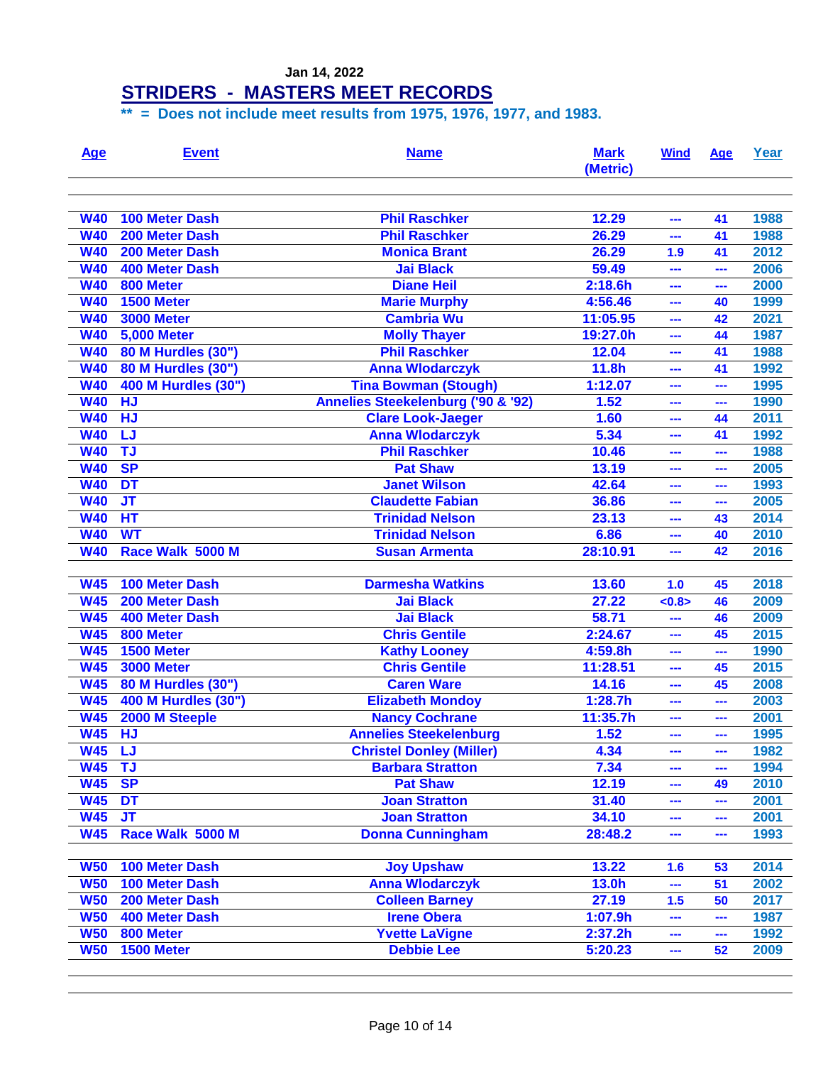Jan 14, 2022

# STRIDERS - MASTERS MEET RECORDS

**** = Does not include meet results from 1975, 1976, 1977, and 1983.**

| Age | Event | Name | Mark (Metric) | Wind | Age | Year |
|---|---|---|---|---|---|---|
| W40 | 100 Meter Dash | Phil Raschker | 12.29 | --- | 41 | 1988 |
| W40 | 200 Meter Dash | Phil Raschker | 26.29 | --- | 41 | 1988 |
| W40 | 200 Meter Dash | Monica Brant | 26.29 | 1.9 | 41 | 2012 |
| W40 | 400 Meter Dash | Jai Black | 59.49 | --- | --- | 2006 |
| W40 | 800 Meter | Diane Heil | 2:18.6h | --- | --- | 2000 |
| W40 | 1500 Meter | Marie Murphy | 4:56.46 | --- | 40 | 1999 |
| W40 | 3000 Meter | Cambria Wu | 11:05.95 | --- | 42 | 2021 |
| W40 | 5,000 Meter | Molly Thayer | 19:27.0h | --- | 44 | 1987 |
| W40 | 80 M Hurdles (30") | Phil Raschker | 12.04 | --- | 41 | 1988 |
| W40 | 80 M Hurdles (30") | Anna Wlodarczyk | 11.8h | --- | 41 | 1992 |
| W40 | 400 M Hurdles (30") | Tina Bowman (Stough) | 1:12.07 | --- | --- | 1995 |
| W40 | HJ | Annelies Steekelenburg ('90 & '92) | 1.52 | --- | --- | 1990 |
| W40 | HJ | Clare Look-Jaeger | 1.60 | --- | 44 | 2011 |
| W40 | LJ | Anna Wlodarczyk | 5.34 | --- | 41 | 1992 |
| W40 | TJ | Phil Raschker | 10.46 | --- | --- | 1988 |
| W40 | SP | Pat Shaw | 13.19 | --- | --- | 2005 |
| W40 | DT | Janet Wilson | 42.64 | --- | --- | 1993 |
| W40 | JT | Claudette Fabian | 36.86 | --- | --- | 2005 |
| W40 | HT | Trinidad Nelson | 23.13 | --- | 43 | 2014 |
| W40 | WT | Trinidad Nelson | 6.86 | --- | 40 | 2010 |
| W40 | Race Walk 5000 M | Susan Armenta | 28:10.91 | --- | 42 | 2016 |
| | | | | | | |
| W45 | 100 Meter Dash | Darmesha Watkins | 13.60 | 1.0 | 45 | 2018 |
| W45 | 200 Meter Dash | Jai Black | 27.22 | <0.8> | 46 | 2009 |
| W45 | 400 Meter Dash | Jai Black | 58.71 | --- | 46 | 2009 |
| W45 | 800 Meter | Chris Gentile | 2:24.67 | --- | 45 | 2015 |
| W45 | 1500 Meter | Kathy Looney | 4:59.8h | --- | --- | 1990 |
| W45 | 3000 Meter | Chris Gentile | 11:28.51 | --- | 45 | 2015 |
| W45 | 80 M Hurdles (30") | Caren Ware | 14.16 | --- | 45 | 2008 |
| W45 | 400 M Hurdles (30") | Elizabeth Mondoy | 1:28.7h | --- | --- | 2003 |
| W45 | 2000 M Steeple | Nancy Cochrane | 11:35.7h | --- | --- | 2001 |
| W45 | HJ | Annelies Steekelenburg | 1.52 | --- | --- | 1995 |
| W45 | LJ | Christel Donley (Miller) | 4.34 | --- | --- | 1982 |
| W45 | TJ | Barbara Stratton | 7.34 | --- | --- | 1994 |
| W45 | SP | Pat Shaw | 12.19 | --- | 49 | 2010 |
| W45 | DT | Joan Stratton | 31.40 | --- | --- | 2001 |
| W45 | JT | Joan Stratton | 34.10 | --- | --- | 2001 |
| W45 | Race Walk 5000 M | Donna Cunningham | 28:48.2 | --- | --- | 1993 |
| | | | | | | |
| W50 | 100 Meter Dash | Joy Upshaw | 13.22 | 1.6 | 53 | 2014 |
| W50 | 100 Meter Dash | Anna Wlodarczyk | 13.0h | --- | 51 | 2002 |
| W50 | 200 Meter Dash | Colleen Barney | 27.19 | 1.5 | 50 | 2017 |
| W50 | 400 Meter Dash | Irene Obera | 1:07.9h | --- | --- | 1987 |
| W50 | 800 Meter | Yvette LaVigne | 2:37.2h | --- | --- | 1992 |
| W50 | 1500 Meter | Debbie Lee | 5:20.23 | --- | 52 | 2009 |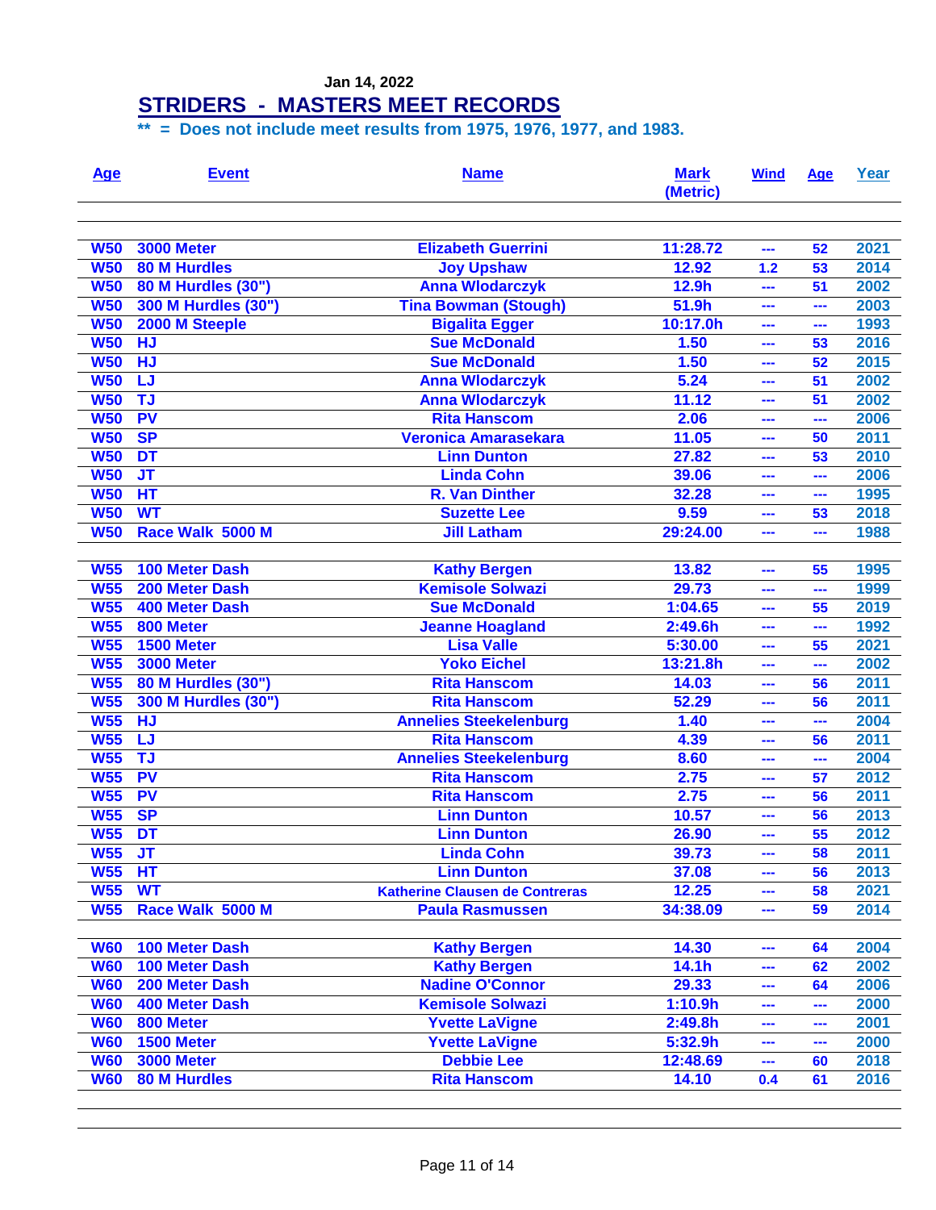Jan 14, 2022

# STRIDERS - MASTERS MEET RECORDS

**** = Does not include meet results from 1975, 1976, 1977, and 1983.**

| Age | Event | Name | Mark (Metric) | Wind | Age | Year |
|---|---|---|---|---|---|---|
| W50 | 3000 Meter | Elizabeth Guerrini | 11:28.72 | --- | 52 | 2021 |
| W50 | 80 M Hurdles | Joy Upshaw | 12.92 | 1.2 | 53 | 2014 |
| W50 | 80 M Hurdles (30") | Anna Wlodarczyk | 12.9h | --- | 51 | 2002 |
| W50 | 300 M Hurdles (30") | Tina Bowman (Stough) | 51.9h | --- | --- | 2003 |
| W50 | 2000 M Steeple | Bigalita Egger | 10:17.0h | --- | --- | 1993 |
| W50 | HJ | Sue McDonald | 1.50 | --- | 53 | 2016 |
| W50 | HJ | Sue McDonald | 1.50 | --- | 52 | 2015 |
| W50 | LJ | Anna Wlodarczyk | 5.24 | --- | 51 | 2002 |
| W50 | TJ | Anna Wlodarczyk | 11.12 | --- | 51 | 2002 |
| W50 | PV | Rita Hanscom | 2.06 | --- | --- | 2006 |
| W50 | SP | Veronica Amarasekara | 11.05 | --- | 50 | 2011 |
| W50 | DT | Linn Dunton | 27.82 | --- | 53 | 2010 |
| W50 | JT | Linda Cohn | 39.06 | --- | --- | 2006 |
| W50 | HT | R. Van Dinther | 32.28 | --- | --- | 1995 |
| W50 | WT | Suzette Lee | 9.59 | --- | 53 | 2018 |
| W50 | Race Walk 5000 M | Jill Latham | 29:24.00 | --- | --- | 1988 |
| | | | | | | |
| W55 | 100 Meter Dash | Kathy Bergen | 13.82 | --- | 55 | 1995 |
| W55 | 200 Meter Dash | Kemisole Solwazi | 29.73 | --- | --- | 1999 |
| W55 | 400 Meter Dash | Sue McDonald | 1:04.65 | --- | 55 | 2019 |
| W55 | 800 Meter | Jeanne Hoagland | 2:49.6h | --- | --- | 1992 |
| W55 | 1500 Meter | Lisa Valle | 5:30.00 | --- | 55 | 2021 |
| W55 | 3000 Meter | Yoko Eichel | 13:21.8h | --- | --- | 2002 |
| W55 | 80 M Hurdles (30") | Rita Hanscom | 14.03 | --- | 56 | 2011 |
| W55 | 300 M Hurdles (30") | Rita Hanscom | 52.29 | --- | 56 | 2011 |
| W55 | HJ | Annelies Steekelenburg | 1.40 | --- | --- | 2004 |
| W55 | LJ | Rita Hanscom | 4.39 | --- | 56 | 2011 |
| W55 | TJ | Annelies Steekelenburg | 8.60 | --- | --- | 2004 |
| W55 | PV | Rita Hanscom | 2.75 | --- | 57 | 2012 |
| W55 | PV | Rita Hanscom | 2.75 | --- | 56 | 2011 |
| W55 | SP | Linn Dunton | 10.57 | --- | 56 | 2013 |
| W55 | DT | Linn Dunton | 26.90 | --- | 55 | 2012 |
| W55 | JT | Linda Cohn | 39.73 | --- | 58 | 2011 |
| W55 | HT | Linn Dunton | 37.08 | --- | 56 | 2013 |
| W55 | WT | Katherine Clausen de Contreras | 12.25 | --- | 58 | 2021 |
| W55 | Race Walk 5000 M | Paula Rasmussen | 34:38.09 | --- | 59 | 2014 |
| | | | | | | |
| W60 | 100 Meter Dash | Kathy Bergen | 14.30 | --- | 64 | 2004 |
| W60 | 100 Meter Dash | Kathy Bergen | 14.1h | --- | 62 | 2002 |
| W60 | 200 Meter Dash | Nadine O'Connor | 29.33 | --- | 64 | 2006 |
| W60 | 400 Meter Dash | Kemisole Solwazi | 1:10.9h | --- | --- | 2000 |
| W60 | 800 Meter | Yvette LaVigne | 2:49.8h | --- | --- | 2001 |
| W60 | 1500 Meter | Yvette LaVigne | 5:32.9h | --- | --- | 2000 |
| W60 | 3000 Meter | Debbie Lee | 12:48.69 | --- | 60 | 2018 |
| W60 | 80 M Hurdles | Rita Hanscom | 14.10 | 0.4 | 61 | 2016 |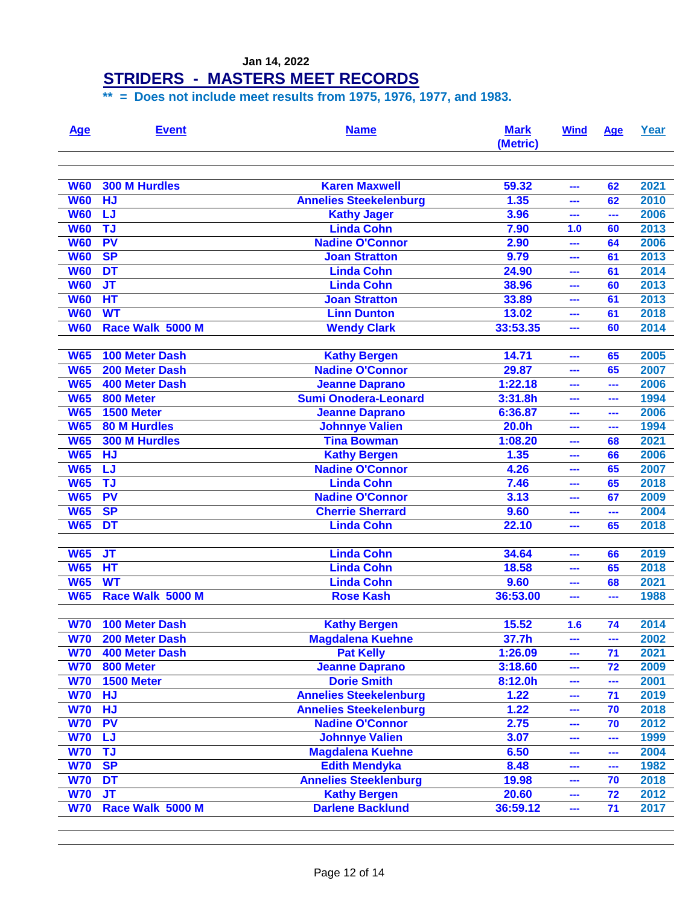Jan 14, 2022

# STRIDERS - MASTERS MEET RECORDS

**\*\* = Does not include meet results from 1975, 1976, 1977, and 1983.**

| Age | Event | Name | Mark (Metric) | Wind | Age | Year |
|---|---|---|---|---|---|---|
| W60 | 300 M Hurdles | Karen Maxwell | 59.32 | --- | 62 | 2021 |
| W60 | HJ | Annelies Steekelenburg | 1.35 | --- | 62 | 2010 |
| W60 | LJ | Kathy Jager | 3.96 | --- | --- | 2006 |
| W60 | TJ | Linda Cohn | 7.90 | 1.0 | 60 | 2013 |
| W60 | PV | Nadine O'Connor | 2.90 | --- | 64 | 2006 |
| W60 | SP | Joan Stratton | 9.79 | --- | 61 | 2013 |
| W60 | DT | Linda Cohn | 24.90 | --- | 61 | 2014 |
| W60 | JT | Linda Cohn | 38.96 | --- | 60 | 2013 |
| W60 | HT | Joan Stratton | 33.89 | --- | 61 | 2013 |
| W60 | WT | Linn Dunton | 13.02 | --- | 61 | 2018 |
| W60 | Race Walk 5000 M | Wendy Clark | 33:53.35 | --- | 60 | 2014 |
| W65 | 100 Meter Dash | Kathy Bergen | 14.71 | --- | 65 | 2005 |
| W65 | 200 Meter Dash | Nadine O'Connor | 29.87 | --- | 65 | 2007 |
| W65 | 400 Meter Dash | Jeanne Daprano | 1:22.18 | --- | --- | 2006 |
| W65 | 800 Meter | Sumi Onodera-Leonard | 3:31.8h | --- | --- | 1994 |
| W65 | 1500 Meter | Jeanne Daprano | 6:36.87 | --- | --- | 2006 |
| W65 | 80 M Hurdles | Johnnye Valien | 20.0h | --- | --- | 1994 |
| W65 | 300 M Hurdles | Tina Bowman | 1:08.20 | --- | 68 | 2021 |
| W65 | HJ | Kathy Bergen | 1.35 | --- | 66 | 2006 |
| W65 | LJ | Nadine O'Connor | 4.26 | --- | 65 | 2007 |
| W65 | TJ | Linda Cohn | 7.46 | --- | 65 | 2018 |
| W65 | PV | Nadine O'Connor | 3.13 | --- | 67 | 2009 |
| W65 | SP | Cherrie Sherrard | 9.60 | --- | --- | 2004 |
| W65 | DT | Linda Cohn | 22.10 | --- | 65 | 2018 |
| W65 | JT | Linda Cohn | 34.64 | --- | 66 | 2019 |
| W65 | HT | Linda Cohn | 18.58 | --- | 65 | 2018 |
| W65 | WT | Linda Cohn | 9.60 | --- | 68 | 2021 |
| W65 | Race Walk 5000 M | Rose Kash | 36:53.00 | --- | --- | 1988 |
| W70 | 100 Meter Dash | Kathy Bergen | 15.52 | 1.6 | 74 | 2014 |
| W70 | 200 Meter Dash | Magdalena Kuehne | 37.7h | --- | --- | 2002 |
| W70 | 400 Meter Dash | Pat Kelly | 1:26.09 | --- | 71 | 2021 |
| W70 | 800 Meter | Jeanne Daprano | 3:18.60 | --- | 72 | 2009 |
| W70 | 1500 Meter | Dorie Smith | 8:12.0h | --- | --- | 2001 |
| W70 | HJ | Annelies Steekelenburg | 1.22 | --- | 71 | 2019 |
| W70 | HJ | Annelies Steekelenburg | 1.22 | --- | 70 | 2018 |
| W70 | PV | Nadine O'Connor | 2.75 | --- | 70 | 2012 |
| W70 | LJ | Johnnye Valien | 3.07 | --- | --- | 1999 |
| W70 | TJ | Magdalena Kuehne | 6.50 | --- | --- | 2004 |
| W70 | SP | Edith Mendyka | 8.48 | --- | --- | 1982 |
| W70 | DT | Annelies Steeklenburg | 19.98 | --- | 70 | 2018 |
| W70 | JT | Kathy Bergen | 20.60 | --- | 72 | 2012 |
| W70 | Race Walk 5000 M | Darlene Backlund | 36:59.12 | --- | 71 | 2017 |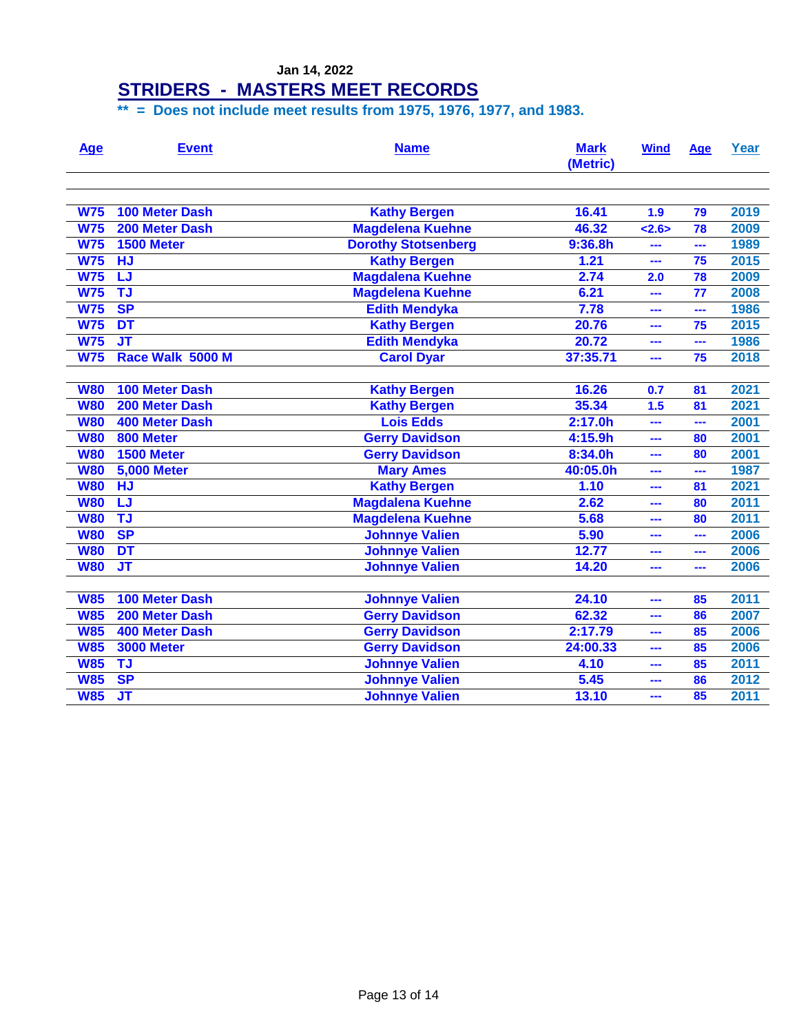Jan 14, 2022

# STRIDERS - MASTERS MEET RECORDS

**** = Does not include meet results from 1975, 1976, 1977, and 1983.**

| Age | Event | Name | Mark (Metric) | Wind | Age | Year |
|---|---|---|---|---|---|---|
| W75 | 100 Meter Dash | Kathy Bergen | 16.41 | 1.9 | 79 | 2019 |
| W75 | 200 Meter Dash | Magdelena Kuehne | 46.32 | <2.6> | 78 | 2009 |
| W75 | 1500 Meter | Dorothy Stotsenberg | 9:36.8h | --- | --- | 1989 |
| W75 | HJ | Kathy Bergen | 1.21 | --- | 75 | 2015 |
| W75 | LJ | Magdelena Kuehne | 2.74 | 2.0 | 78 | 2009 |
| W75 | TJ | Magdelena Kuehne | 6.21 | --- | 77 | 2008 |
| W75 | SP | Edith Mendyka | 7.78 | --- | --- | 1986 |
| W75 | DT | Kathy Bergen | 20.76 | --- | 75 | 2015 |
| W75 | JT | Edith Mendyka | 20.72 | --- | --- | 1986 |
| W75 | Race Walk 5000 M | Carol Dyar | 37:35.71 | --- | 75 | 2018 |
| | | | | | | |
| W80 | 100 Meter Dash | Kathy Bergen | 16.26 | 0.7 | 81 | 2021 |
| W80 | 200 Meter Dash | Kathy Bergen | 35.34 | 1.5 | 81 | 2021 |
| W80 | 400 Meter Dash | Lois Edds | 2:17.0h | --- | --- | 2001 |
| W80 | 800 Meter | Gerry Davidson | 4:15.9h | --- | 80 | 2001 |
| W80 | 1500 Meter | Gerry Davidson | 8:34.0h | --- | 80 | 2001 |
| W80 | 5,000 Meter | Mary Ames | 40:05.0h | --- | --- | 1987 |
| W80 | HJ | Kathy Bergen | 1.10 | --- | 81 | 2021 |
| W80 | LJ | Magdelena Kuehne | 2.62 | --- | 80 | 2011 |
| W80 | TJ | Magdelena Kuehne | 5.68 | --- | 80 | 2011 |
| W80 | SP | Johnnye Valien | 5.90 | --- | --- | 2006 |
| W80 | DT | Johnnye Valien | 12.77 | --- | --- | 2006 |
| W80 | JT | Johnnye Valien | 14.20 | --- | --- | 2006 |
| | | | | | | |
| W85 | 100 Meter Dash | Johnnye Valien | 24.10 | --- | 85 | 2011 |
| W85 | 200 Meter Dash | Gerry Davidson | 62.32 | --- | 86 | 2007 |
| W85 | 400 Meter Dash | Gerry Davidson | 2:17.79 | --- | 85 | 2006 |
| W85 | 3000 Meter | Gerry Davidson | 24:00.33 | --- | 85 | 2006 |
| W85 | TJ | Johnnye Valien | 4.10 | --- | 85 | 2011 |
| W85 | SP | Johnnye Valien | 5.45 | --- | 86 | 2012 |
| W85 | JT | Johnnye Valien | 13.10 | --- | 85 | 2011 |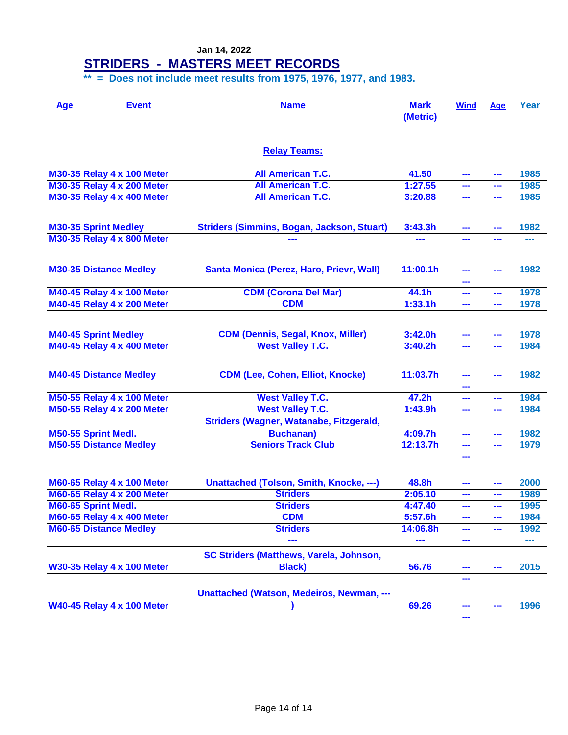Jan 14, 2022

## STRIDERS - MASTERS MEET RECORDS

**** = Does not include meet results from 1975, 1976, 1977, and 1983.**

| Age | Event | Name | Mark (Metric) | Wind | Age | Year |
|---|---|---|---|---|---|---|
| | | **Relay Teams:** | | | | |
| M30-35 | Relay 4 x 100 Meter | All American T.C. | 41.50 | --- | --- | 1985 |
| M30-35 | Relay 4 x 200 Meter | All American T.C. | 1:27.55 | --- | --- | 1985 |
| M30-35 | Relay 4 x 400 Meter | All American T.C. | 3:20.88 | --- | --- | 1985 |
| M30-35 | Sprint Medley | Striders (Simmins, Bogan, Jackson, Stuart) | 3:43.3h | --- | --- | 1982 |
| M30-35 | Relay 4 x 800 Meter | --- | --- | --- | --- | --- |
| M30-35 | Distance Medley | Santa Monica (Perez, Haro, Prievr, Wall) | 11:00.1h | --- | --- | 1982 |
| | | | | --- | | |
| M40-45 | Relay 4 x 100 Meter | CDM (Corona Del Mar) | 44.1h | --- | --- | 1978 |
| M40-45 | Relay 4 x 200 Meter | CDM | 1:33.1h | --- | --- | 1978 |
| M40-45 | Sprint Medley | CDM (Dennis, Segal, Knox, Miller) | 3:42.0h | --- | --- | 1978 |
| M40-45 | Relay 4 x 400 Meter | West Valley T.C. | 3:40.2h | --- | --- | 1984 |
| M40-45 | Distance Medley | CDM (Lee, Cohen, Elliot, Knocke) | 11:03.7h | --- | --- | 1982 |
| | | | | --- | | |
| M50-55 | Relay 4 x 100 Meter | West Valley T.C. | 47.2h | --- | --- | 1984 |
| M50-55 | Relay 4 x 200 Meter | West Valley T.C. | 1:43.9h | --- | --- | 1984 |
| M50-55 | Sprint Medl. | Striders (Wagner, Watanabe, Fitzgerald, Buchanan) | 4:09.7h | --- | --- | 1982 |
| M50-55 | Distance Medley | Seniors Track Club | 12:13.7h | --- | --- | 1979 |
| | | | | --- | | |
| M60-65 | Relay 4 x 100 Meter | Unattached (Tolson, Smith, Knocke, ---) | 48.8h | --- | --- | 2000 |
| M60-65 | Relay 4 x 200 Meter | Striders | 2:05.10 | --- | --- | 1989 |
| M60-65 | Sprint Medl. | Striders | 4:47.40 | --- | --- | 1995 |
| M60-65 | Relay 4 x 400 Meter | CDM | 5:57.6h | --- | --- | 1984 |
| M60-65 | Distance Medley | Striders | 14:06.8h | --- | --- | 1992 |
| | | --- | --- | --- | | --- |
| W30-35 | Relay 4 x 100 Meter | SC Striders (Matthews, Varela, Johnson, Black) | 56.76 | --- | --- | 2015 |
| | | | | --- | | |
| W40-45 | Relay 4 x 100 Meter | Unattached (Watson, Medeiros, Newman, --- ) | 69.26 | --- | --- | 1996 |
| | | | | --- | | |